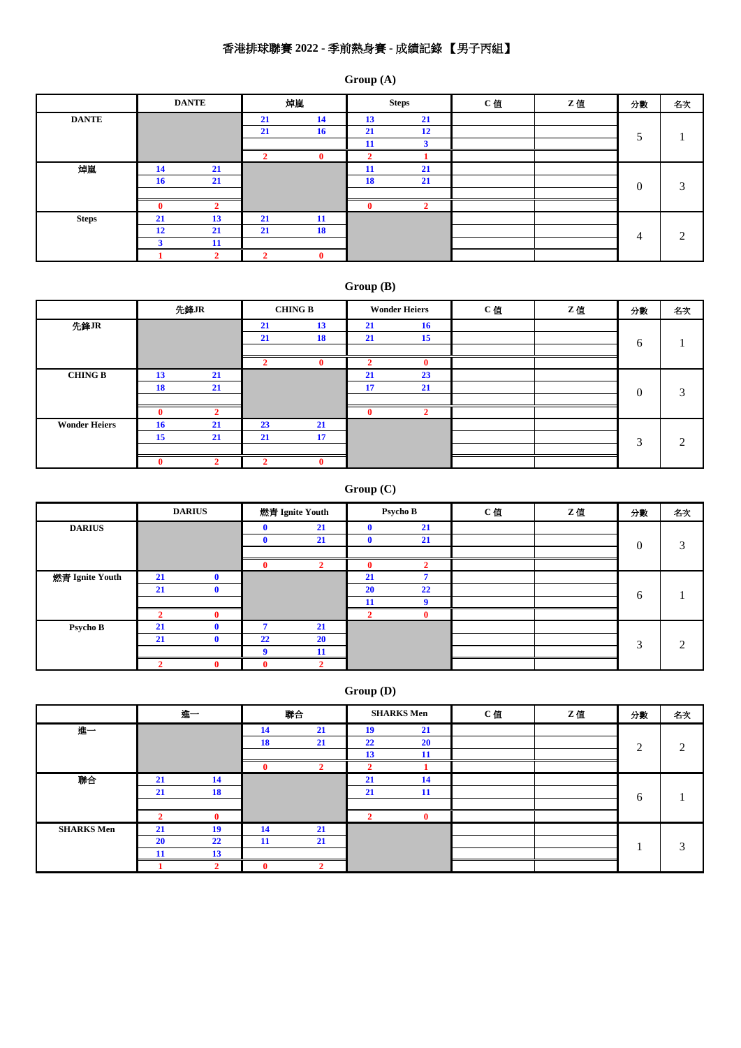# 香港排球聯賽 2022 - 季前熱身賽 - 成績記錄 【男子丙組】

## Group (A)

| | DANTE | | 焯嵐 | | Steps | | C 值 | Z 值 | 分數 | 名次 |
|---|---|---|---|---|---|---|---|---|---|---|
| DANTE | | | 21 | 14 | 13 | 21 | | | 5 | 1 |
| | | | 21 | 16 | 21 | 12 | | | | |
| | | | | | 11 | 3 | | | | |
| | | | 2 | 0 | 2 | 1 | | | | |
| 焯嵐 | 14 | 21 | | | 11 | 21 | | | 0 | 3 |
| | 16 | 21 | | | 18 | 21 | | | | |
| | | | | | | | | | | |
| | 0 | 2 | | | 0 | 2 | | | | |
| Steps | 21 | 13 | 21 | 11 | | | | | 4 | 2 |
| | 12 | 21 | 21 | 18 | | | | | | |
| | 3 | 11 | | | | | | | | |
| | 1 | 2 | 2 | 0 | | | | | | |

## Group (B)

| | 先鋒JR | | CHING B | | Wonder Heiers | | C 值 | Z 值 | 分數 | 名次 |
|---|---|---|---|---|---|---|---|---|---|---|
| 先鋒JR | | | 21 | 13 | 21 | 16 | | | 6 | 1 |
| | | | 21 | 18 | 21 | 15 | | | | |
| | | | | | | | | | | |
| | | | 2 | 0 | 2 | 0 | | | | |
| CHING B | 13 | 21 | | | 21 | 23 | | | 0 | 3 |
| | 18 | 21 | | | 17 | 21 | | | | |
| | | | | | | | | | | |
| | 0 | 2 | | | 0 | 2 | | | | |
| Wonder Heiers | 16 | 21 | 23 | 21 | | | | | 3 | 2 |
| | 15 | 21 | 21 | 17 | | | | | | |
| | | | | | | | | | | |
| | 0 | 2 | 2 | 0 | | | | | | |

## Group (C)

| | DARIUS | | 燃青 Ignite Youth | | Psycho B | | C 值 | Z 值 | 分數 | 名次 |
|---|---|---|---|---|---|---|---|---|---|---|
| DARIUS | | | 0 | 21 | 0 | 21 | | | 0 | 3 |
| | | | 0 | 21 | 0 | 21 | | | | |
| | | | | | | | | | | |
| | | | 0 | 2 | 0 | 2 | | | | |
| 燃青 Ignite Youth | 21 | 0 | | | 21 | 7 | | | 6 | 1 |
| | 21 | 0 | | | 20 | 22 | | | | |
| | | | | | 11 | 9 | | | | |
| | 2 | 0 | | | 2 | 0 | | | | |
| Psycho B | 21 | 0 | 7 | 21 | | | | | 3 | 2 |
| | 21 | 0 | 22 | 20 | | | | | | |
| | | | 9 | 11 | | | | | | |
| | 2 | 0 | 0 | 2 | | | | | | |

## Group (D)

| | 進一 | | 聯合 | | SHARKS Men | | C 值 | Z 值 | 分數 | 名次 |
|---|---|---|---|---|---|---|---|---|---|---|
| 進一 | | | 14 | 21 | 19 | 21 | | | 2 | 2 |
| | | | 18 | 21 | 22 | 20 | | | | |
| | | | | | 13 | 11 | | | | |
| | | | 0 | 2 | 2 | 1 | | | | |
| 聯合 | 21 | 14 | | | 21 | 14 | | | 6 | 1 |
| | 21 | 18 | | | 21 | 11 | | | | |
| | | | | | | | | | | |
| | 2 | 0 | | | 2 | 0 | | | | |
| SHARKS Men | 21 | 19 | 14 | 21 | | | | | 1 | 3 |
| | 20 | 22 | 11 | 21 | | | | | | |
| | 11 | 13 | | | | | | | | |
| | 1 | 2 | 0 | 2 | | | | | | |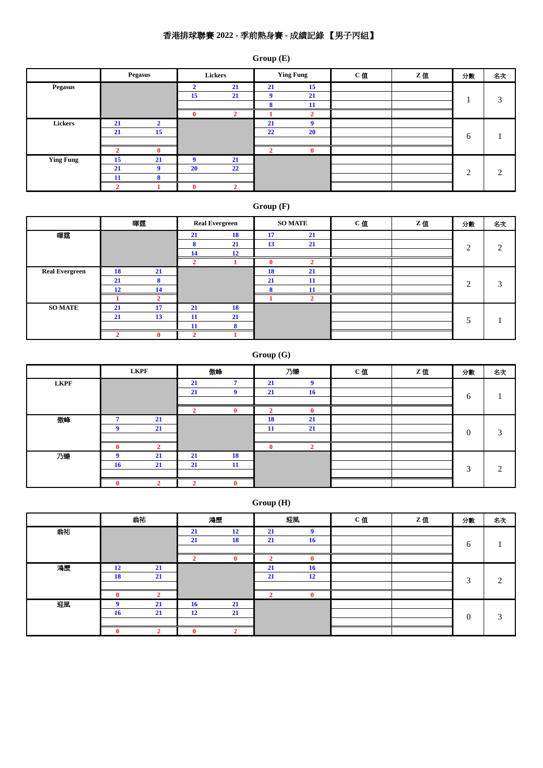# 香港排球聯賽 2022 - 季前熱身賽 - 成績記錄 【男子丙組】

## Group (E)

| | Pegasus | | Lickers | | Ying Fung | | C 值 | Z 值 | 分數 | 名次 |
|---|---|---|---|---|---|---|---|---|---|---|
| **Pegasus** | | | 2 | 21 | 21 | 15 | | | 1 | 3 |
| | | | 15 | 21 | 9 | 21 | | | | |
| | | | | | 8 | 11 | | | | |
| | | | 0 | 2 | 1 | 2 | | | | |
| **Lickers** | 21 | 2 | | | 21 | 9 | | | 6 | 1 |
| | 21 | 15 | | | 22 | 20 | | | | |
| | | | | | | | | | | |
| | 2 | 0 | | | 2 | 0 | | | | |
| **Ying Fung** | 15 | 21 | 9 | 21 | | | | | 2 | 2 |
| | 21 | 9 | 20 | 22 | | | | | | |
| | 11 | 8 | | | | | | | | |
| | 2 | 1 | 0 | 2 | | | | | | |

## Group (F)

| | 暉霆 | | Real Evergreen | | SO MATE | | C 值 | Z 值 | 分數 | 名次 |
|---|---|---|---|---|---|---|---|---|---|---|
| **暉霆** | | | 21 | 18 | 17 | 21 | | | 2 | 2 |
| | | | 8 | 21 | 13 | 21 | | | | |
| | | | 14 | 12 | | | | | | |
| | | | 2 | 1 | 0 | 2 | | | | |
| **Real Evergreen** | 18 | 21 | | | 18 | 21 | | | 2 | 3 |
| | 21 | 8 | | | 21 | 11 | | | | |
| | 12 | 14 | | | 8 | 11 | | | | |
| | 1 | 2 | | | 1 | 2 | | | | |
| **SO MATE** | 21 | 17 | 21 | 18 | | | | | 5 | 1 |
| | 21 | 13 | 11 | 21 | | | | | | |
| | | | 11 | 8 | | | | | | |
| | 2 | 0 | 2 | 1 | | | | | | |

## Group (G)

| | LKPF | | 傲峰 | | 乃臻 | | C 值 | Z 值 | 分數 | 名次 |
|---|---|---|---|---|---|---|---|---|---|---|
| **LKPF** | | | 21 | 7 | 21 | 9 | | | 6 | 1 |
| | | | 21 | 9 | 21 | 16 | | | | |
| | | | | | | | | | | |
| | | | 2 | 0 | 2 | 0 | | | | |
| **傲峰** | 7 | 21 | | | 18 | 21 | | | 0 | 3 |
| | 9 | 21 | | | 11 | 21 | | | | |
| | | | | | | | | | | |
| | 0 | 2 | | | 0 | 2 | | | | |
| **乃臻** | 9 | 21 | 21 | 18 | | | | | 3 | 2 |
| | 16 | 21 | 21 | 11 | | | | | | |
| | | | | | | | | | | |
| | 0 | 2 | 2 | 0 | | | | | | |

## Group (H)

| | 翁祐 | | 鴻歷 | | 迎風 | | C 值 | Z 值 | 分數 | 名次 |
|---|---|---|---|---|---|---|---|---|---|---|
| **翁祐** | | | 21 | 12 | 21 | 9 | | | 6 | 1 |
| | | | 21 | 18 | 21 | 16 | | | | |
| | | | | | | | | | | |
| | | | 2 | 0 | 2 | 0 | | | | |
| **鴻歷** | 12 | 21 | | | 21 | 16 | | | 3 | 2 |
| | 18 | 21 | | | 21 | 12 | | | | |
| | | | | | | | | | | |
| | 0 | 2 | | | 2 | 0 | | | | |
| **迎風** | 9 | 21 | 16 | 21 | | | | | 0 | 3 |
| | 16 | 21 | 12 | 21 | | | | | | |
| | | | | | | | | | | |
| | 0 | 2 | 0 | 2 | | | | | | |